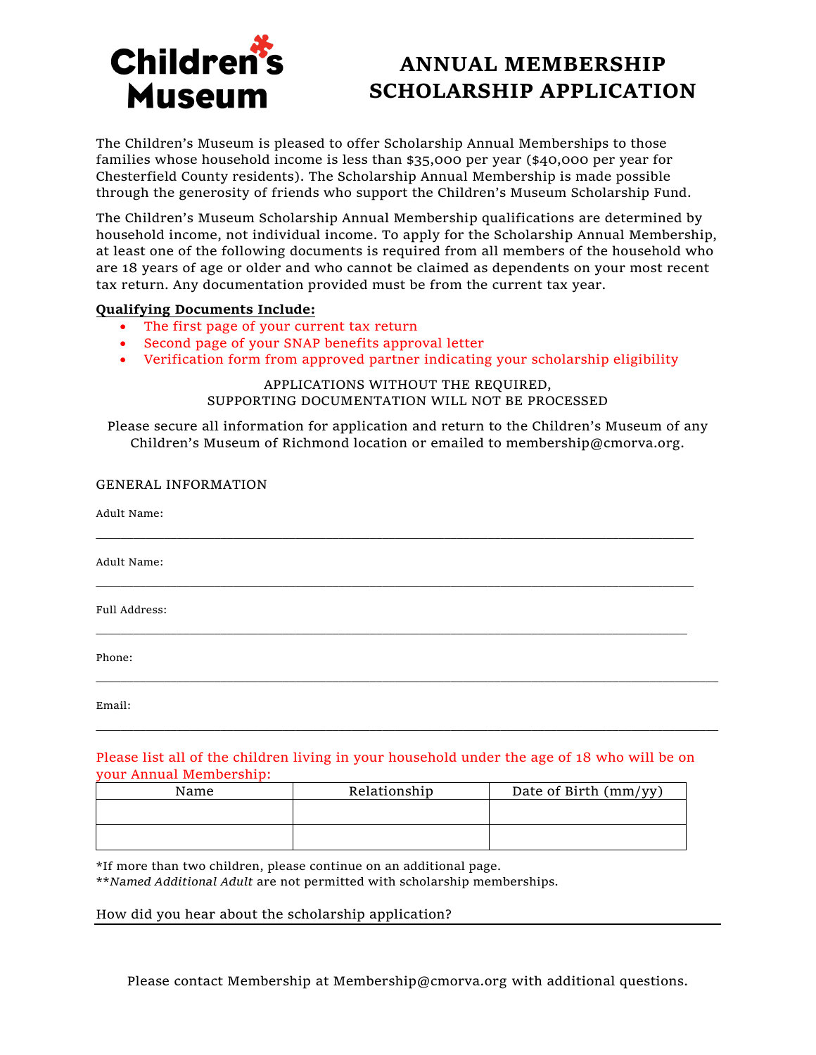Children's Museum

# ANNUAL MEMBERSHIP SCHOLARSHIP APPLICATION

The Children's Museum is pleased to offer Scholarship Annual Memberships to those families whose household income is less than $35,000 per year ($40,000 per year for Chesterfield County residents). The Scholarship Annual Membership is made possible through the generosity of friends who support the Children's Museum Scholarship Fund.

The Children's Museum Scholarship Annual Membership qualifications are determined by household income, not individual income. To apply for the Scholarship Annual Membership, at least one of the following documents is required from all members of the household who are 18 years of age or older and who cannot be claimed as dependents on your most recent tax return. Any documentation provided must be from the current tax year.

**Qualifying Documents Include:**

- The first page of your current tax return
- Second page of your SNAP benefits approval letter
- Verification form from approved partner indicating your scholarship eligibility

APPLICATIONS WITHOUT THE REQUIRED,
SUPPORTING DOCUMENTATION WILL NOT BE PROCESSED

Please secure all information for application and return to the Children's Museum of any Children's Museum of Richmond location or emailed to membership@cmorva.org.

GENERAL INFORMATION

Adult Name:

______________________________________________________________________

Adult Name:

______________________________________________________________________

Full Address:

______________________________________________________________________

Phone:

______________________________________________________________________

Email:

______________________________________________________________________

Please list all of the children living in your household under the age of 18 who will be on your Annual Membership:

| Name | Relationship | Date of Birth (mm/yy) |
|---|---|---|
| | | |
| | | |

*If more than two children, please continue on an additional page.
***Named Additional Adult* are not permitted with scholarship memberships.

How did you hear about the scholarship application?
______________________________________________________________________

Please contact Membership at Membership@cmorva.org with additional questions.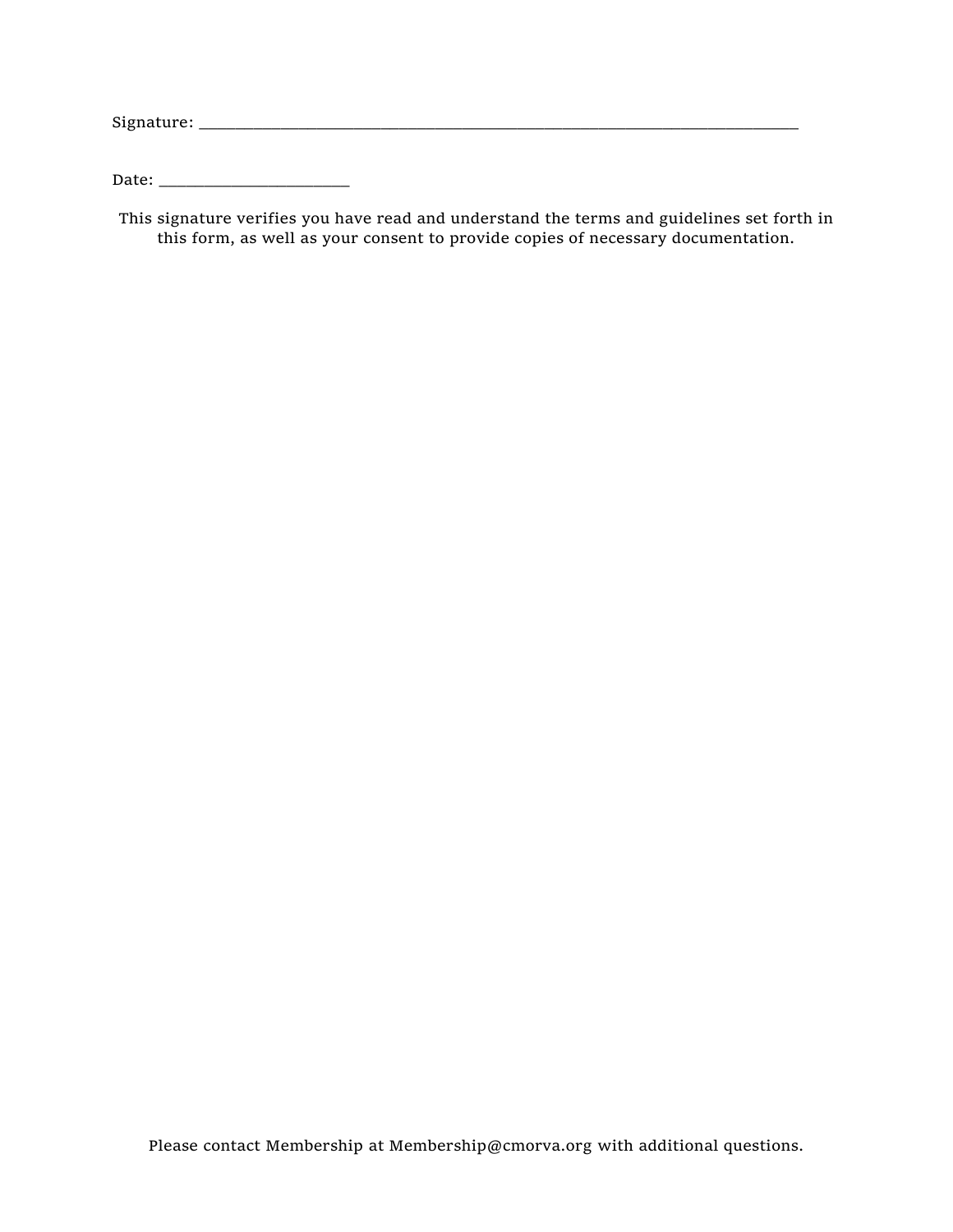Signature: ___________________________________________________________________________

Date: ________________________

This signature verifies you have read and understand the terms and guidelines set forth in this form, as well as your consent to provide copies of necessary documentation.

Please contact Membership at Membership@cmorva.org with additional questions.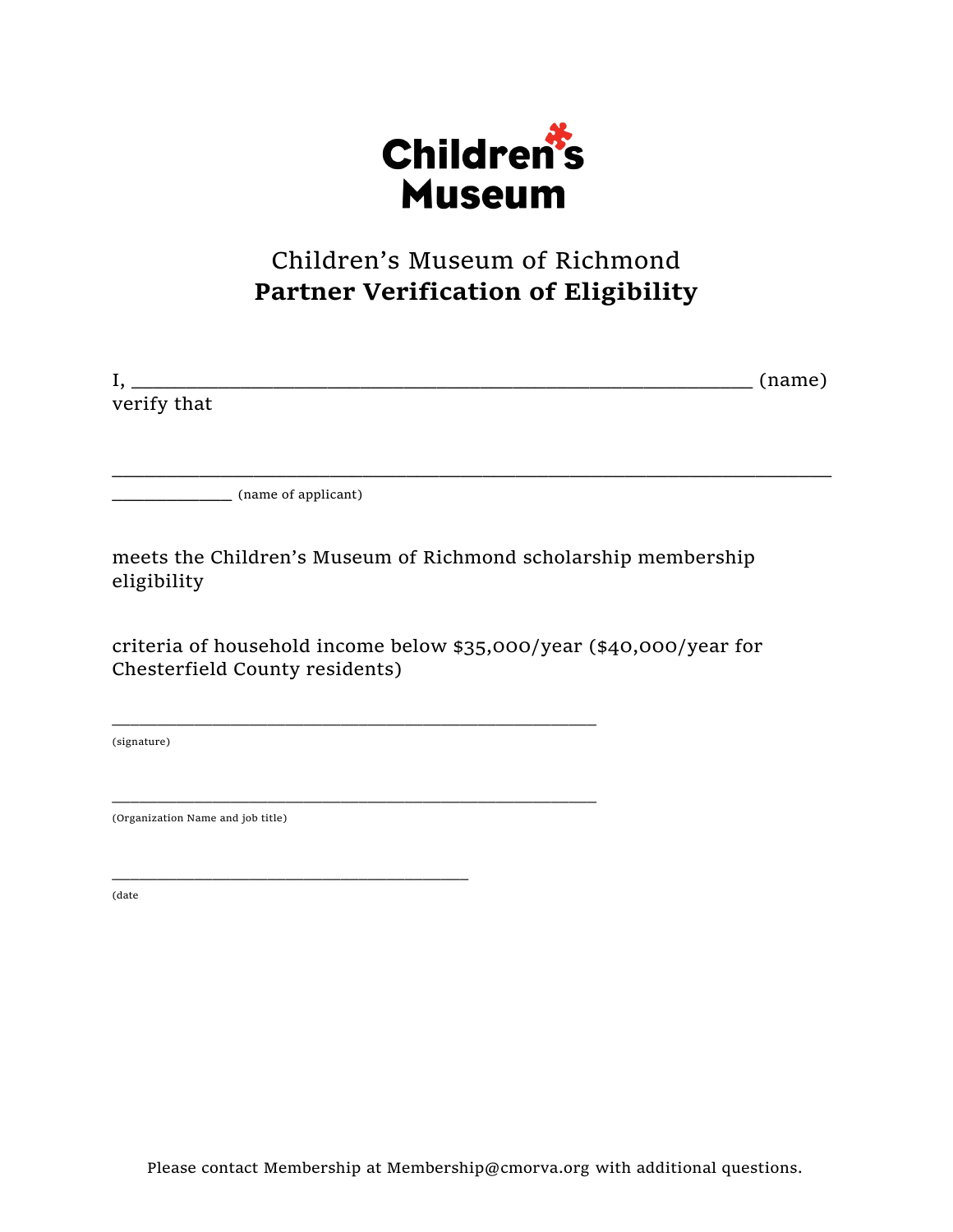Children's Museum

Children's Museum of Richmond

**Partner Verification of Eligibility**

I, ____________________________________________________________ (name) verify that

______________________________________________________________________

____________ (name of applicant)

meets the Children's Museum of Richmond scholarship membership eligibility

criteria of household income below $35,000/year ($40,000/year for Chesterfield County residents)

_______________________________________________

(signature)

_______________________________________________

(Organization Name and job title)

___________________________________

(date

Please contact Membership at Membership@cmorva.org with additional questions.